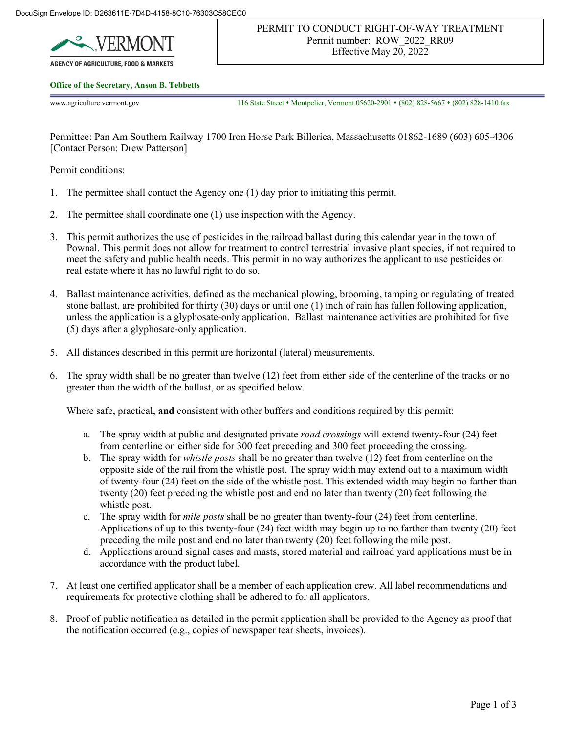DocuSign Envelope ID: D263611E-7D4D-4158-8C10-76303C58CEC0

VERMONT

AGENCY OF AGRICULTURE, FOOD & MARKETS

**Office of the Secretary, Anson B. Tebbetts**

www.agriculture.vermont.gov 116 State Street • Montpelier, Vermont 05620-2901 • (802) 828-5667 • (802) 828-1410 fax

PERMIT TO CONDUCT RIGHT-OF-WAY TREATMENT
Permit number: ROW_2022_RR09
Effective May 20, 2022

Permittee: Pan Am Southern Railway 1700 Iron Horse Park Billerica, Massachusetts 01862-1689 (603) 605-4306 [Contact Person: Drew Patterson]

Permit conditions:

1. The permittee shall contact the Agency one (1) day prior to initiating this permit.

2. The permittee shall coordinate one (1) use inspection with the Agency.

3. This permit authorizes the use of pesticides in the railroad ballast during this calendar year in the town of Pownal. This permit does not allow for treatment to control terrestrial invasive plant species, if not required to meet the safety and public health needs. This permit in no way authorizes the applicant to use pesticides on real estate where it has no lawful right to do so.

4. Ballast maintenance activities, defined as the mechanical plowing, brooming, tamping or regulating of treated stone ballast, are prohibited for thirty (30) days or until one (1) inch of rain has fallen following application, unless the application is a glyphosate-only application. Ballast maintenance activities are prohibited for five (5) days after a glyphosate-only application.

5. All distances described in this permit are horizontal (lateral) measurements.

6. The spray width shall be no greater than twelve (12) feet from either side of the centerline of the tracks or no greater than the width of the ballast, or as specified below.

   Where safe, practical, **and** consistent with other buffers and conditions required by this permit:

   a. The spray width at public and designated private *road crossings* will extend twenty-four (24) feet from centerline on either side for 300 feet preceding and 300 feet proceeding the crossing.
   b. The spray width for *whistle posts* shall be no greater than twelve (12) feet from centerline on the opposite side of the rail from the whistle post. The spray width may extend out to a maximum width of twenty-four (24) feet on the side of the whistle post. This extended width may begin no farther than twenty (20) feet preceding the whistle post and end no later than twenty (20) feet following the whistle post.
   c. The spray width for *mile posts* shall be no greater than twenty-four (24) feet from centerline. Applications of up to this twenty-four (24) feet width may begin up to no farther than twenty (20) feet preceding the mile post and end no later than twenty (20) feet following the mile post.
   d. Applications around signal cases and masts, stored material and railroad yard applications must be in accordance with the product label.

7. At least one certified applicator shall be a member of each application crew. All label recommendations and requirements for protective clothing shall be adhered to for all applicators.

8. Proof of public notification as detailed in the permit application shall be provided to the Agency as proof that the notification occurred (e.g., copies of newspaper tear sheets, invoices).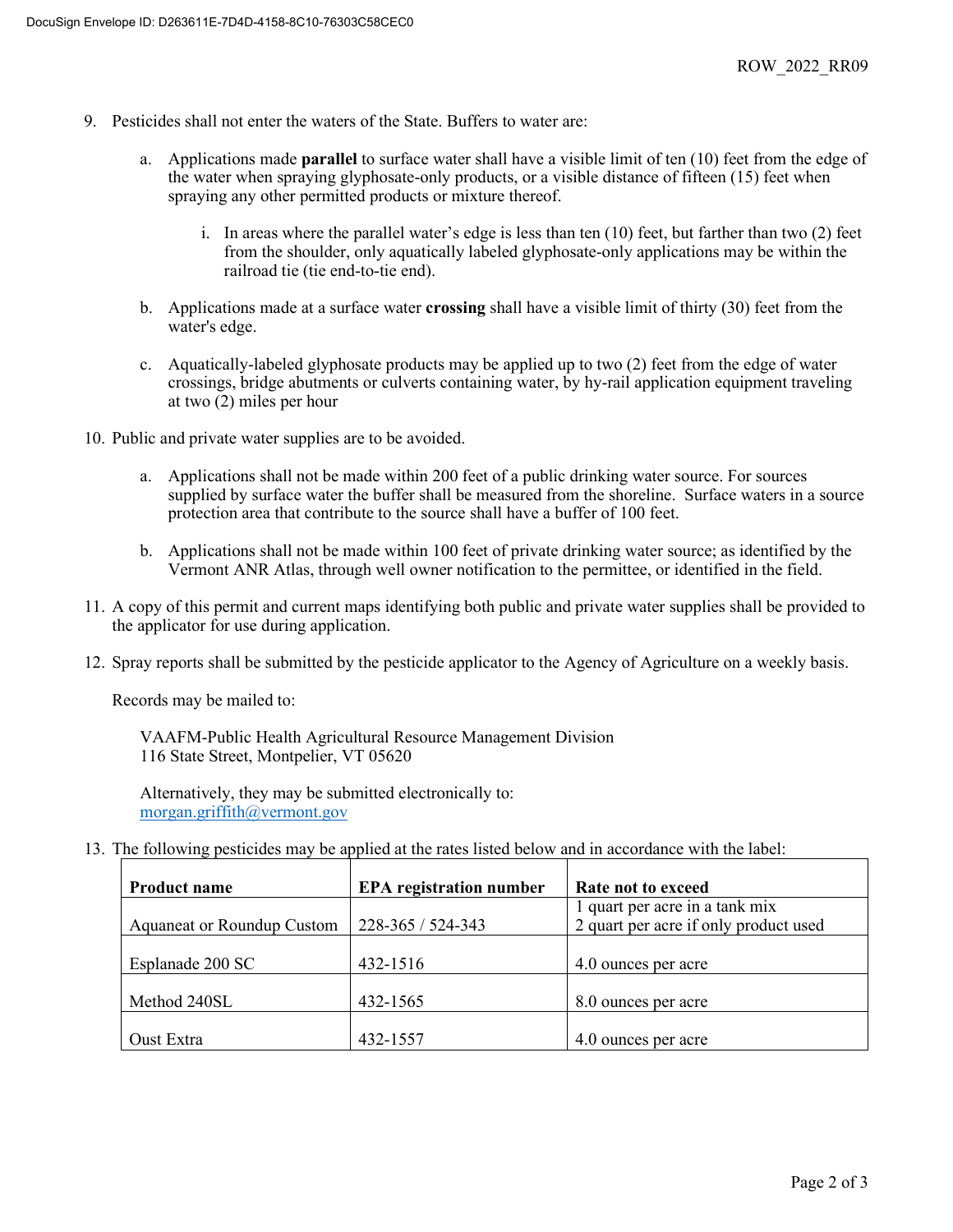9. Pesticides shall not enter the waters of the State. Buffers to water are:

    a. Applications made **parallel** to surface water shall have a visible limit of ten (10) feet from the edge of the water when spraying glyphosate-only products, or a visible distance of fifteen (15) feet when spraying any other permitted products or mixture thereof.

        i. In areas where the parallel water's edge is less than ten (10) feet, but farther than two (2) feet from the shoulder, only aquatically labeled glyphosate-only applications may be within the railroad tie (tie end-to-tie end).

    b. Applications made at a surface water **crossing** shall have a visible limit of thirty (30) feet from the water's edge.

    c. Aquatically-labeled glyphosate products may be applied up to two (2) feet from the edge of water crossings, bridge abutments or culverts containing water, by hy-rail application equipment traveling at two (2) miles per hour

10. Public and private water supplies are to be avoided.

    a. Applications shall not be made within 200 feet of a public drinking water source. For sources supplied by surface water the buffer shall be measured from the shoreline. Surface waters in a source protection area that contribute to the source shall have a buffer of 100 feet.

    b. Applications shall not be made within 100 feet of private drinking water source; as identified by the Vermont ANR Atlas, through well owner notification to the permittee, or identified in the field.

11. A copy of this permit and current maps identifying both public and private water supplies shall be provided to the applicator for use during application.

12. Spray reports shall be submitted by the pesticide applicator to the Agency of Agriculture on a weekly basis.

    Records may be mailed to:

    VAAFM-Public Health Agricultural Resource Management Division
    116 State Street, Montpelier, VT 05620

    Alternatively, they may be submitted electronically to:
    morgan.griffith@vermont.gov

13. The following pesticides may be applied at the rates listed below and in accordance with the label:

| Product name | EPA registration number | Rate not to exceed |
|---|---|---|
| Aquaneat or Roundup Custom | 228-365 / 524-343 | 1 quart per acre in a tank mix<br>2 quart per acre if only product used |
| Esplanade 200 SC | 432-1516 | 4.0 ounces per acre |
| Method 240SL | 432-1565 | 8.0 ounces per acre |
| Oust Extra | 432-1557 | 4.0 ounces per acre |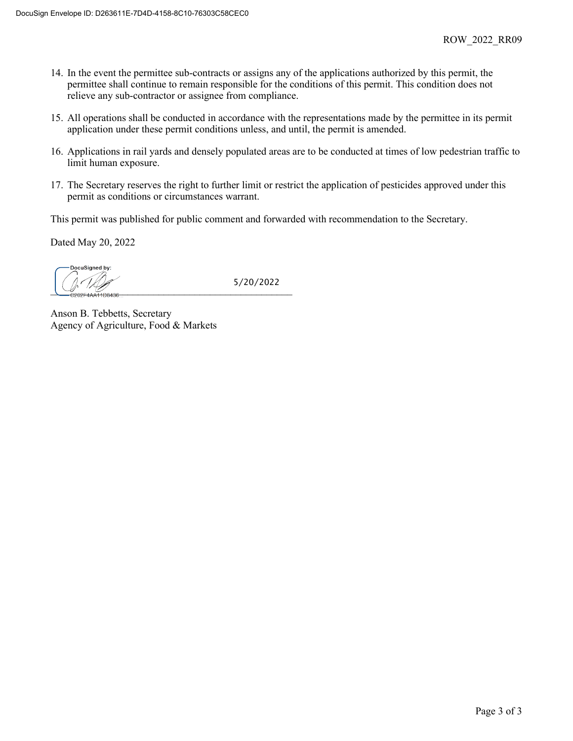14. In the event the permittee sub-contracts or assigns any of the applications authorized by this permit, the permittee shall continue to remain responsible for the conditions of this permit. This condition does not relieve any sub-contractor or assignee from compliance.

15. All operations shall be conducted in accordance with the representations made by the permittee in its permit application under these permit conditions unless, and until, the permit is amended.

16. Applications in rail yards and densely populated areas are to be conducted at times of low pedestrian traffic to limit human exposure.

17. The Secretary reserves the right to further limit or restrict the application of pesticides approved under this permit as conditions or circumstances warrant.

This permit was published for public comment and forwarded with recommendation to the Secretary.

Dated May 20, 2022

DocuSigned by:

C202F4AA11D8436...

5/20/2022

Anson B. Tebbetts, Secretary
Agency of Agriculture, Food & Markets